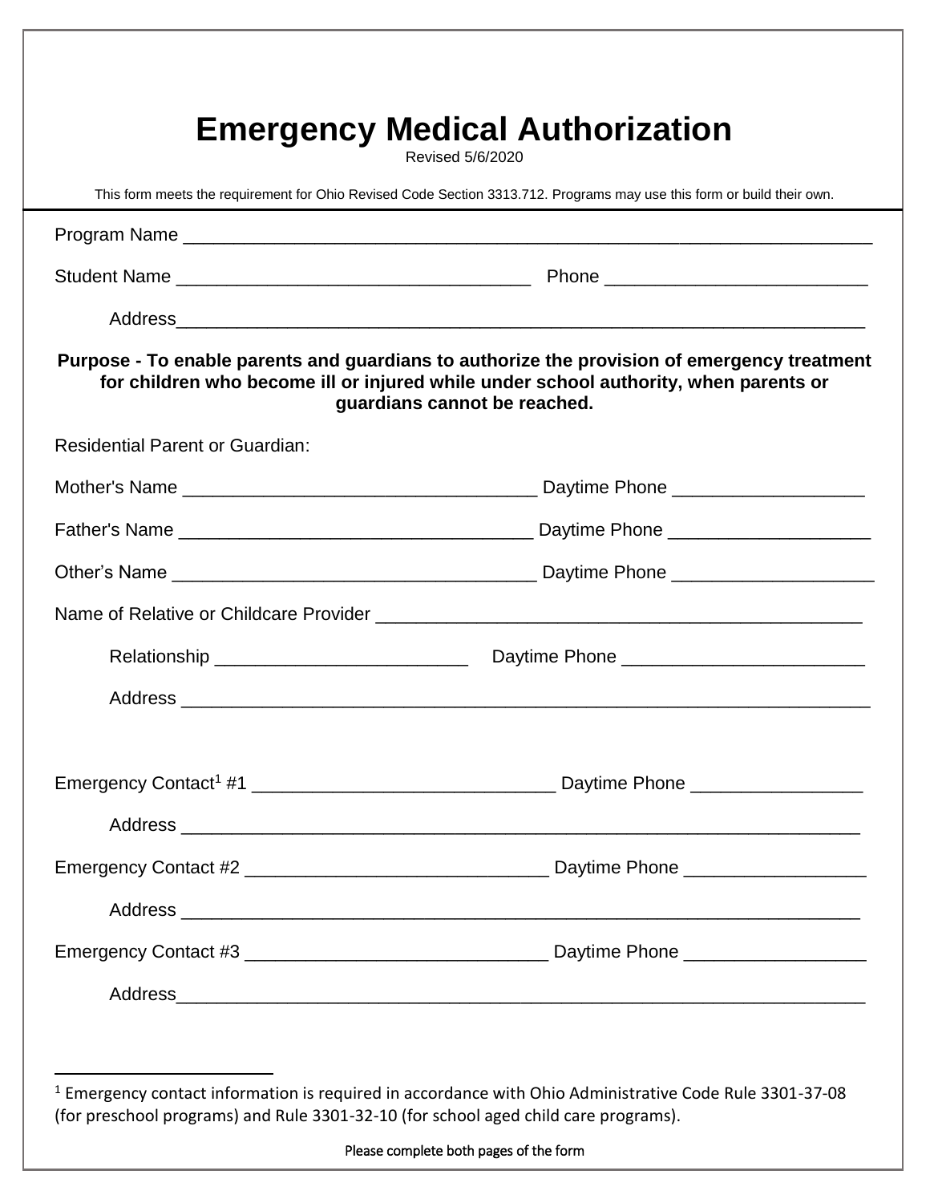# Emergency Medical Authorization

Revised 5/6/2020

This form meets the requirement for Ohio Revised Code Section 3313.712. Programs may use this form or build their own.

---

Program Name ____________________________________________________________________

Student Name __________________________________ Phone _________________________

Address_________________________________________________________________

**Purpose - To enable parents and guardians to authorize the provision of emergency treatment for children who become ill or injured while under school authority, when parents or guardians cannot be reached.**

Residential Parent or Guardian:

Mother's Name __________________________________ Daytime Phone __________________

Father's Name __________________________________ Daytime Phone ___________________

Other's Name ___________________________________ Daytime Phone ___________________

Name of Relative or Childcare Provider _____________________________________________

Relationship ________________________ Daytime Phone _______________________

Address _________________________________________________________________

Emergency Contact[1] #1 _____________________________ Daytime Phone ________________

Address ________________________________________________________________

Emergency Contact #2 _____________________________ Daytime Phone _________________

Address ________________________________________________________________

Emergency Contact #3 _____________________________ Daytime Phone _________________

Address_________________________________________________________________

---

[1] Emergency contact information is required in accordance with Ohio Administrative Code Rule 3301-37-08 (for preschool programs) and Rule 3301-32-10 (for school aged child care programs).

Please complete both pages of the form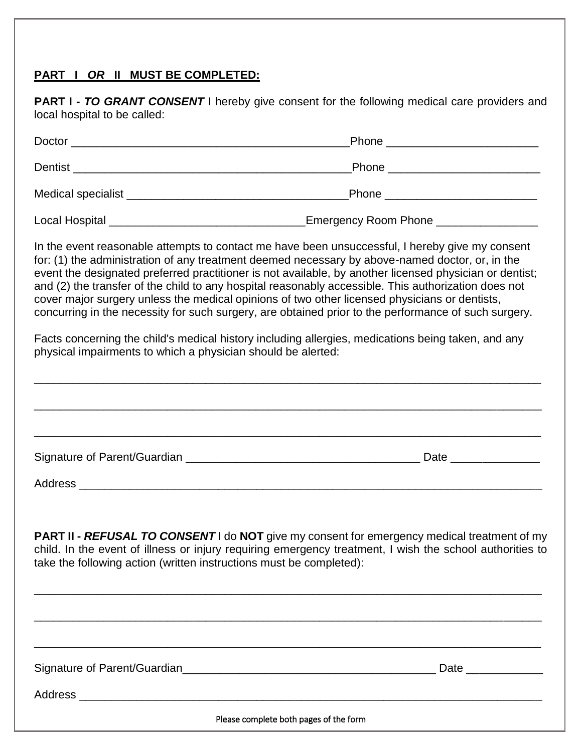**PART I *OR* II MUST BE COMPLETED:**

**PART I - *TO GRANT CONSENT*** I hereby give consent for the following medical care providers and local hospital to be called:

Doctor ____________________________________________Phone _______________________

Dentist ____________________________________________Phone _______________________

Medical specialist ___________________________________Phone _______________________

Local Hospital ______________________________Emergency Room Phone ________________

In the event reasonable attempts to contact me have been unsuccessful, I hereby give my consent for: (1) the administration of any treatment deemed necessary by above-named doctor, or, in the event the designated preferred practitioner is not available, by another licensed physician or dentist; and (2) the transfer of the child to any hospital reasonably accessible. This authorization does not cover major surgery unless the medical opinions of two other licensed physicians or dentists, concurring in the necessity for such surgery, are obtained prior to the performance of such surgery.

Facts concerning the child's medical history including allergies, medications being taken, and any physical impairments to which a physician should be alerted:

_______________________________________________________________________________

_______________________________________________________________________________

_______________________________________________________________________________

Signature of Parent/Guardian ____________________________________ Date ______________

Address _______________________________________________________________________

**PART II - *REFUSAL TO CONSENT*** I do **NOT** give my consent for emergency medical treatment of my child. In the event of illness or injury requiring emergency treatment, I wish the school authorities to take the following action (written instructions must be completed):

_______________________________________________________________________________

_______________________________________________________________________________

_______________________________________________________________________________

Signature of Parent/Guardian________________________________________ Date ____________

Address _______________________________________________________________________

Please complete both pages of the form